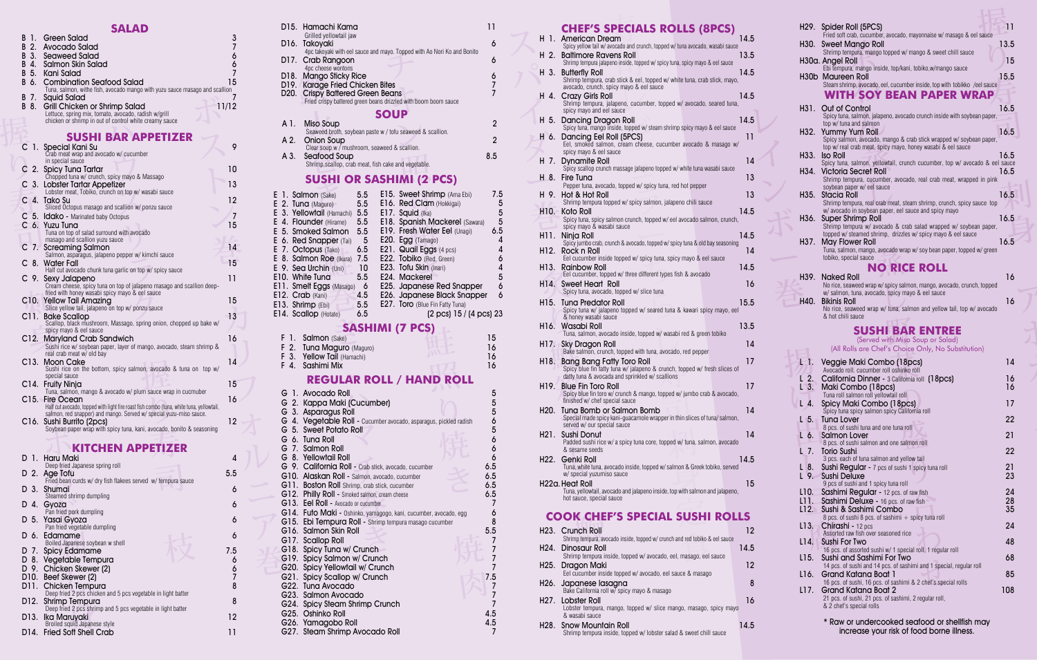## SALAD

- B 1. Green Salad — 3
- B 2. Avocado Salad — 7
- B 3. Seaweed Salad — 6
- B 4. Salmon Skin Salad — 6
- B 5. Kani Salad — 7
- B 6. Combination Seafood Salad — 15
  Tuna, salmon, withe fish, avocado mango with yuzu sauce masago and scallion
- B 7. Squid Salad — 7
- B 8. Grill Chicken or Shrimp Salad — 11/12
  Lettuce, spring mix, tomato, avocado, radish w/grill chicken or shrimp in out of control white creamy sauce

## SUSHI BAR APPETIZER

- C 1. Special Kani Su — 9
  Crab meat wrap and avocado w/ cucumber in special sauce
- C 2. Spicy Tuna Tartar — 10
  Chopped tuna w/ crunch, spicy mayo & Massago
- C 3. Lobster Tartar Appetizer — 13
  Lobster meat, Tobiko, crunch on top w/ wasabi sauce
- C 4. Tako Su — 12
  Sliced Octopus masago and scallion w/ ponzu sauce
- C 5. Idako - Marinated baby Octopus — 7
- C 6. Yuzu Tuna — 15
  Tuna on top of salad surround with avocado masago and scallion yuzu sauce
- C 7. Screaming Salmon — 14
  Salmon, asparagus, jalapeno pepper w/ kimchi sauce
- C 8. Water Fall — 15
  Half cut avocado chunk tuna garlic on top w/ spicy sauce
- C 9. Sexy Jalapeno — 11
  Cream cheese, spicy tuna on top of jalapeno masago and scallion deep-fried with honey wasabi spicy mayo & eel sauce
- C10. Yellow Tail Amazing — 15
  Slice yellow tail, jalapeno on top w/ ponzu sauce
- C11. Bake Scallop — 13
  Scallop, black mushroom, Massago, spring onion, chopped up bake w/ spicy mayo & eel sauce
- C12. Maryland Crab Sandwich — 16
  Sushi rice w/ soybean paper, layer of mango, avocado, steam shrimp & real crab meat w/ old bay
- C13. Moon Cake — 14
  Sushi rice on the bottom, spicy salmon, avocado & tuna on top w/ special sauce
- C14. Fruity Ninja — 15
  Tuna, salmon, mango & avocado w/ plum sauce wrap in cucmuber
- C15. Fire Ocean — 16
  Half cut avocado, topped with light fire roast fish combo (tuna, white tuna, yellowtail, salmon, red snapper) and mango. Served w/ special yuzu-miso sauce.
- C16. Sushi Burrito (2pcs) — 12
  Soybean paper wrap with spicy tuna, kani, avocado, bonito & seasoning

## KITCHEN APPETIZER

- D 1. Haru Maki — 4
  Deep fried Japanese spring roll
- D 2. Age Tofu — 5.5
  Fried bean curds w/ dry fish flakees served w/ tempura sauce
- D 3. Shumai — 6
  Steamed shrimp dumpling
- D 4. Gyoza — 6
  Pan fried pork dumpling
- D 5. Yasai Gyoza — 6
  Pan fried vegetable dumpling
- D 6. Edamame — 6
  Boiled Japanese soybean w shell
- D 7. Spicy Edamame — 7.5
- D 8. Vegetable Tempura — 6
- D 9. Chicken Skewer (2) — 6
- D10. Beef Skewer (2) — 7
- D11. Chicken Tempura — 8
  Deep fried 2 pcs chicken and 5 pcs vegetable in light batter
- D12. Shrimp Tempura — 8
  Deep fried 2 pcs shrimp and 5 pcs vegetable in light batter
- D13. Ika Maruyaki — 12
  Broiled squid Japanese style
- D14. Fried Soft Shell Crab — 11
- D15. Hamachi Kama — 11
  Grilled yellowtail jaw
- D16. Takoyaki — 6
  4pc takoyaki with eel sauce and mayo. Topped with Ao Nori Ko and Bonito
- D17. Crab Rangoon — 6
  4pc cheese wontons
- D18. Mango Sticky Rice — 6
- D19. Karage Fried Chicken Bites — 7
- D20. Crispy Battered Green Beans — 7
  Fried crispy battered green beans drizzled with boom boom sauce

## SOUP

- A 1. Miso Soup — 2
  Seaweed broth, soybean paste w / tofu seaweed & scallion.
- A 2. Onion Soup — 2
  Clear soup w / mushroom, seaweed & scallion.
- A 3. Seafood Soup — 8.5
  Shrimp,scallop, crab meat, fish cake and vegetable.

## SUSHI OR SASHIMI (2 PCS)

- E 1. Salmon (Sake) — 5.5
- E 2. Tuna (Maguro) — 5.5
- E 3. Yellowtail (Hamachi) — 5.5
- E 4. Flounder (Hirame) — 5.5
- E 5. Smoked Salmon — 5.5
- E 6. Red Snapper (Tai) — 5
- E 7. Octopus (Tako) — 6.5
- E 8. Salmon Roe (Ikura) — 7.5
- E 9. Sea Urchin (Uni) — 10
- E10. White Tuna — 5.5
- E11. Smelt Eggs (Masago) — 6
- E12. Crab (Kani) — 4.5
- E13. Shrimp (Ebi) — 5.5
- E14. Scallop (Hotate) — 6.5
- E15. Sweet Shrimp (Ama Ebi) — 7.5
- E16. Red Clam (Hokkigai) — 5
- E17. Squid (Ika) — 5
- E18. Spanish Mackerel (Sawara) — 5
- E19. Fresh Water Eel (Unagi) — 6.5
- E20. Egg (Tamago) — 4
- E21. Quail Eggs (4 pcs) — 4
- E22. Tobiko (Red, Green) — 6
- E23. Tofu Skin (Inari) — 4
- E24. Mackerel — 5
- E25. Japanese Red Snapper — 6
- E26. Japanese Black Snapper — 6
- E27. Toro (Blue Fin Fatty Tuna) — (2 pcs) 15 / (4 pcs) 23

## SASHIMI (7 PCS)

- F 1. Salmon (Sake) — 15
- F 2. Tuna Maguro (Maguro) — 16
- F 3. Yellow Tail (Hamachi) — 16
- F 4. Sashimi Mix — 16

## REGULAR ROLL / HAND ROLL

- G 1. Avocado Roll — 5
- G 2. Kappa Maki (Cucumber) — 5
- G 3. Asparagus Roll — 5
- G 4. Vegetable Roll - Cucumber avocado, asparagus, pickled radish — 6
- G 5. Sweet Potato Roll — 5
- G 6. Tuna Roll — 6
- G 7. Salmon Roll — 6
- G 8. Yellowtail Roll — 6
- G 9. California Roll - Crab stick, avocado, cucumber — 6.5
- G10. Alaskan Roll - Salmon, avocado, cucumber — 6.5
- G11. Boston Roll Shrimp, crab stick, cucumber — 6.5
- G12. Philly Roll - Smoked salmon, cream cheese — 6.5
- G13. Eel Roll - Avocado or cucumber — 7
- G14. Futo Maki - Oshinko, yamagogo, kani, cucumber, avocado, egg — 6
- G15. Ebi Tempura Roll - Shrimp tempura masago cucumber — 8
- G16. Salmon Skin Roll — 5.5
- G17. Scallop Roll — 7
- G18. Spicy Tuna w/ Crunch — 7
- G19. Spicy Salmon w/ Crunch — 7
- G20. Spicy Yellowtail w/ Crunch — 7
- G21. Spicy Scallop w/ Crunch — 7.5
- G22. Tuna Avocado — 7
- G23. Salmon Avocado — 7
- G24. Spicy Steam Shrimp Crunch — 7
- G25. Oshinko Roll — 4.5
- G26. Yamagobo Roll — 4.5
- G27. Steam Shrimp Avocado Roll — 7

## CHEF'S SPECIALS ROLLS (8PCS)

- H 1. American Dream — 14.5
  Spicy yellow tail w/ avocado and crunch, topped w/ tuna avocado, wasabi sauce
- H 2. Baltimore Ravens Roll — 13.5
  Shrimp tempura jalapeno inside, topped w/ spicy tuna, spicy mayo & eel sauce
- H 3. Butterfly Roll — 14.5
  Shrimp tempura, crab stick & eel, topped w/ white tuna, crab stick, mayo, avocado, crunch, spicy mayo & eel sauce
- H 4. Crazy Girls Roll — 14.5
  Shrimp tempura, jalapeno, cucumber, topped w/ avocado, seared tuna, spicy mayo and eel sauce
- H 5. Dancing Dragon Roll — 14.5
  Spicy tuna, mango inside, topped w/ steam shrimp spicy mayo & eel sauce
- H 6. Dancing Eel Roll (5PCS) — 11
  Eel, smoked salmon, cream cheese, cucumber avocado & masago w/ spicy mayo & eel sauce
- H 7. Dynamite Roll — 14
  Spicy scallop crunch massage jalapeno topped w/ white tuna wasabi sauce
- H 8. Fire Tuna — 13
  Pepper tuna, avocado, topped w/ spicy tuna, red hot pepper
- H 9. Hot & Hot Roll — 13
  Shrimp tempura topped w/ spicy salmon, jalapeno chili sauce
- H10. Koto Roll — 14.5
  Spicy tuna, spicy salmon crunch, topped w/ eel avocado salmon, crunch, spicy mayo & wasabi sauce
- H11. Ninja Roll — 14.5
  Spicy jumbo crab, crunch & avocado, topped w/ spicy tuna & old bay seasoning
- H12. Rock n Roll — 14
  Eel cucumber inside topped w/ spicy tuna, spicy mayo & eel sauce
- H13. Rainbow Roll — 14.5
  Eel cucumber, topped w/ three different types fish & avocado
- H14. Sweet Heart Roll — 16
  Spicy tuna, avocado, topped w/ slice tuna
- H15. Tuna Predator Roll — 15.5
  Spicy tuna w/ jalapeno topped w/ seared tuna & kawari spicy mayo, eel & honey wasabi sauce
- H16. Wasabi Roll — 13.5
  Tuna, salmon, avocado inside, topped w/ wasabi red & green tobiko
- H17. Sky Dragon Roll — 14
  Bake salmon, crunch, topped with tuna, avocado, red pepper
- H18. Bang Bang Fatty Toro Roll — 17
  Spicy blue fin fatty tuna w/ jalapeno & crunch, topped w/ fresh slices of fatty tuna & avocado and sprinkled w/ scallions
- H19. Blue Fin Toro Roll — 17
  Spicy blue fin toro w/ crunch & mango, topped w/ jumbo crab & avocado, finished w/ chef special sauce
- H20. Tuna Bomb or Salmon Bomb — 14
  Special made spicy kani-guacamole wrapper in thin slices of tuna/ salmon, served w/ our special sauce
- H21. Sushi Donut — 14
  Padded sushi rice w/ a spicy tuna core, topped w/ tuna, salmon, avocado & sesame seeds
- H22. Genki Roll — 14.5
  Tuna, white tuna, avocado inside, topped w/ salmon & Greek tobiko, served w/ special yuzumiso sauce
- H22a. Heat Roll — 15
  Tuna, yellowtail, avocado and jalapeno inside, top with salmon and jalapeno, hot sauce, special sauce

## COOK CHEF'S SPECIAL SUSHI ROLLS

- H23. Crunch Roll — 12
  Shrimp tempura, avocado inside, topped w/ crunch and red tobiko & eel sauce
- H24. Dinosaur Roll — 14.5
  Shrimp tempura inside, topped w/ avocado, eel, masago, eel sauce
- H25. Dragon Maki — 12
  Eel cucumber inside topped w/ avocado, eel sauce & masago
- H26. Japanese lasagna — 8
  Bake California roll w/ spicy mayo & masago
- H27. Lobster Roll — 16
  Lobster tempura, mango, topped w/ slice mango, masago, spicy mayo & wasabi sauce
- H28. Snow Mountain Roll — 14.5
  Shrimp tempura inside, topped w/ lobster salad & sweet chill sauce
- H29. Spider Roll (5PCS) — 11
  Fried soft crab, cucumber, avocado, mayonnaise w/ masago & eel sauce
- H30. Sweet Mango Roll — 13.5
  Shrimp tempura, mango topped w/ mango & sweet chill sauce
- H30a. Angel Roll — 15
  Ebi tempura, mango inside, top/kani, tobiko,w/mango sauce
- H30b. Maureen Roll — 15.5
  Steam shrimp, avocado, eel, cucumber inside, top with tobikko /eel sauce

## WITH SOY BEAN PAPER WRAP

- H31. Out of Control — 16.5
  Spicy tuna, salmon, jalapeno, avocado crunch inside with soybean paper, top w/ tuna and salmon
- H32. Yummy Yum Roll — 16.5
  Spicy salmon, avocado, mango & crab stick wrapped w/ soybean paper, top w/ real crab meat, spicy mayo, honey wasabi & eel sauce
- H33. Iso Roll — 16.5
  Spicy tuna, salmon, yellowtail, crunch cucumber, top w/ avocado & eel sauce
- H34. Victoria Secret Roll — 16.5
  Shrimp tempura, cucumber, avocado, real crab meat, wrapped in pink soybean paper w/ eel sauce
- H35. Stacia Roll — 16.5
  Shrimp tempura, real crab meat, steam shrimp, crunch, spicy sauce top w/ avocado in soybean paper, eel sauce and spicy mayo
- H36. Super Shrimp Roll — 16.5
  Shrimp tempura w/ avocado & crab salad wrapped w/ soybean paper, topped w/ steamed shrimp, drizzles w/ spicy mayo & eel sauce
- H37. May Flower Roll — 16.5
  Tuna, salmon, mango, avocado wrap w/ soy bean paper, topped w/ green tobiko, special sauce

## NO RICE ROLL

- H39. Naked Roll — 16
  No rice, seaweed wrap w/ spicy salmon, mango, avocado, crunch, topped w/ salmon, tuna, avocado, spicy mayo & eel sauce
- H40. Bikinis Roll — 16
  No rice, seaweed wrap w/ tuna, salmon and yellow tail, top w/ avocado & hot chili sauce

## SUSHI BAR ENTREE

(Served with Miso Soup or Salad)
(All Rolls are Chef's Choice Only, No Substitution)

- L 1. Veggie Maki Combo (18pcs) — 14
  Avocado roll. cucumber roll oshinko roll
- L 2. California Dinner - 3 California roll (18pcs) — 16
- L 3. Maki Combo (18pcs) — 16
  Tuna roll salmon roll yellowtail roll
- L 4. Spicy Maki Combo (18pcs) — 17
  Spicy tuna spicy salmon spicy California roll
- L 5. Tuna Lover — 22
  8 pcs. of sushi tuna and one tuna roll
- L 6. Salmon Lover — 21
  8 pcs. of sushi salmon and one salmon roll
- L 7. Torio Sushi — 22
  3 pcs. each of tuna salmon and yellow tail
- L 8. Sushi Regular - 7 pcs of sushi 1 spicy tuna roll — 21
- L 9. Sushi Deluxe — 23
  9 pcs of sushi and 1 spicy tuna roll
- L10. Sashimi Regular - 12 pcs. of raw fish — 24
- L11. Sashimi Deluxe - 16 pcs. of raw fish — 28
- L12. Sushi & Sashimi Combo — 35
  8 pcs. of sushi 8 pcs. of sashimi + spicy tuna roll
- L13. Chirashi - 12 pcs — 24
  Assorted raw fish over seasoned rice
- L14. Sushi For Two — 48
  16 pcs. of assorted sushi w/ 1 special roll, 1 regular roll
- L15. Sushi and Sashimi For Two — 68
  14 pcs. of sushi and 14 pcs. of sashimi and 1 special, regular roll
- L16. Grand Katana Boat 1 — 85
  16 pcs. of sushi, 16 pcs. of sashimi & 2 chef's special rolls
- L17. Grand Katana Boat 2 — 108
  21 pcs. of sushi, 21 pcs. of sashimi, 2 regular roll, & 2 chef's special rolls

* Raw or undercooked seafood or shellfish may increase your risk of food borne illness.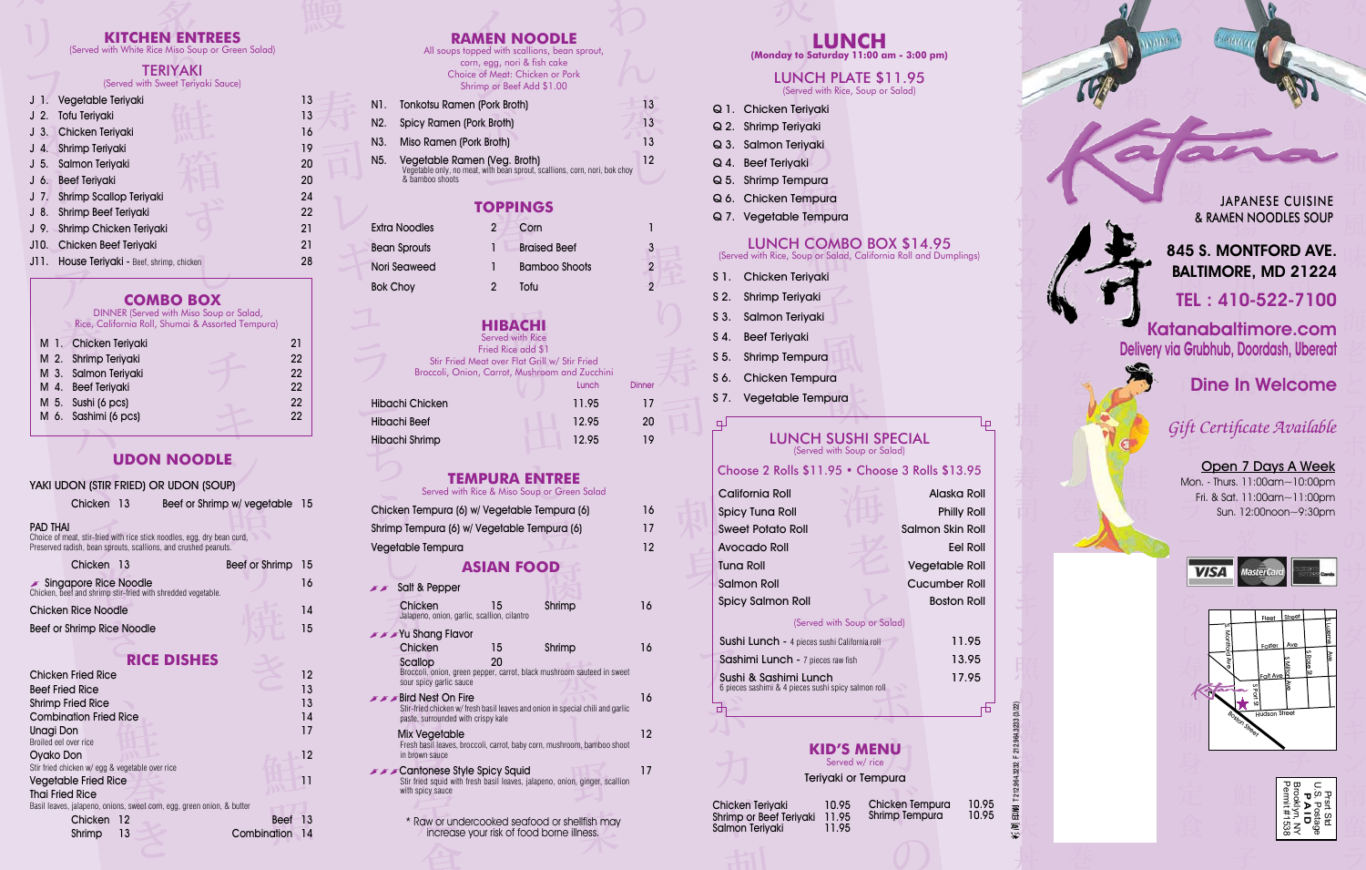## KITCHEN ENTREES

(Served with White Rice Miso Soup or Green Salad)

### TERIYAKI

(Served with Sweet Teriyaki Sauce)

| | | |
|---|---|---|
| J 1. | Vegetable Teriyaki | 13 |
| J 2. | Tofu Teriyaki | 13 |
| J 3. | Chicken Teriyaki | 16 |
| J 4. | Shrimp Teriyaki | 19 |
| J 5. | Salmon Teriyaki | 20 |
| J 6. | Beef Teriyaki | 20 |
| J 7. | Shrimp Scallop Teriyaki | 24 |
| J 8. | Shrimp Beef Teriyaki | 22 |
| J 9. | Shrimp Chicken Teriyaki | 21 |
| J10. | Chicken Beef Teriyaki | 21 |
| J11. | House Teriyaki - Beef, shrimp, chicken | 28 |

## COMBO BOX

DINNER (Served with Miso Soup or Salad, Rice, California Roll, Shumai & Assorted Tempura)

| | | |
|---|---|---|
| M 1. | Chicken Teriyaki | 21 |
| M 2. | Shrimp Teriyaki | 22 |
| M 3. | Salmon Teriyaki | 22 |
| M 4. | Beef Teriyaki | 22 |
| M 5. | Sushi (6 pcs) | 22 |
| M 6. | Sashimi (6 pcs) | 22 |

## UDON NOODLE

YAKI UDON (STIR FRIED) OR UDON (SOUP)

Chicken 13 — Beef or Shrimp w/ vegetable 15

PAD THAI

Choice of meat, stir-fried with rice stick noodles, egg, dry bean curd, Preserved radish, bean sprouts, scallions, and crushed peanuts.

Chicken 13 — Beef or Shrimp 15

Singapore Rice Noodle 16
Chicken, beef and shrimp stir-fried with shredded vegetable.

Chicken Rice Noodle 14

Beef or Shrimp Rice Noodle 15

## RICE DISHES

| | |
|---|---|
| Chicken Fried Rice | 12 |
| Beef Fried Rice | 13 |
| Shrimp Fried Rice | 13 |
| Combination Fried Rice | 14 |
| Unagi Don<br>Broiled eel over rice | 17 |
| Oyako Don<br>Stir fried chicken w/ egg & vegetable over rice | 12 |
| Vegetable Fried Rice | 11 |

Thai Fried Rice
Basil leaves, jalapeno, onions, sweet corn, egg, green onion, & butter

Chicken 12 — Beef 13
Shrimp 13 — Combination 14

## RAMEN NOODLE

All soups topped with scallions, bean sprout, corn, egg, nori & fish cake
Choice of Meat: Chicken or Pork
Shrimp or Beef Add $1.00

| | | |
|---|---|---|
| N1. | Tonkotsu Ramen (Pork Broth) | 13 |
| N2. | Spicy Ramen (Pork Broth) | 13 |
| N3. | Miso Ramen (Pork Broth) | 13 |
| N5. | Vegetable Ramen (Veg. Broth)<br>Vegetable only, no meat, with bean sprout, scallions, corn, nori, bok choy & bamboo shoots | 12 |

## TOPPINGS

| | | | |
|---|---|---|---|
| Extra Noodles | 2 | Corn | 1 |
| Bean Sprouts | 1 | Braised Beef | 3 |
| Nori Seaweed | 1 | Bamboo Shoots | 2 |
| Bok Choy | 2 | Tofu | 2 |

## HIBACHI

Served with Rice
Fried Rice add $1
Stir Fried Meat over Flat Grill w/ Stir Fried Broccoli, Onion, Carrot, Mushroom and Zucchini

| | Lunch | Dinner |
|---|---|---|
| Hibachi Chicken | 11.95 | 17 |
| Hibachi Beef | 12.95 | 20 |
| Hibachi Shrimp | 12.95 | 19 |

## TEMPURA ENTREE

Served with Rice & Miso Soup or Green Salad

| | |
|---|---|
| Chicken Tempura (6) w/ Vegetable Tempura (6) | 16 |
| Shrimp Tempura (6) w/ Vegetable Tempura (6) | 17 |
| Vegetable Tempura | 12 |

## ASIAN FOOD

Salt & Pepper
Chicken 15 — Shrimp 16
Jalapeno, onion, garlic, scallion, cilantro

Yu Shang Flavor
Chicken 15 — Shrimp 16
Scallop 20
Broccoli, onion, green pepper, carrot, black mushroom sauteed in sweet sour spicy garlic sauce

Bird Nest On Fire 16
Stir-fried chicken w/ fresh basil leaves and onion in special chili and garlic paste, surrounded with crispy kale

Mix Vegetable 12
Fresh basil leaves, broccoli, carrot, baby corn, mushroom, bamboo shoot in brown sauce

Cantonese Style Spicy Squid 17
Stir fried squid with fresh basil leaves, jalapeno, onion, ginger, scallion with spicy sauce

* Raw or undercooked seafood or shellfish may increase your risk of food borne illness.

## LUNCH

(Monday to Saturday 11:00 am - 3:00 pm)

### LUNCH PLATE $11.95

(Served with Rice, Soup or Salad)

- Q 1. Chicken Teriyaki
- Q 2. Shrimp Teriyaki
- Q 3. Salmon Teriyaki
- Q 4. Beef Teriyaki
- Q 5. Shrimp Tempura
- Q 6. Chicken Tempura
- Q 7. Vegetable Tempura

### LUNCH COMBO BOX $14.95

(Served with Rice, Soup or Salad, California Roll and Dumplings)

- S 1. Chicken Teriyaki
- S 2. Shrimp Teriyaki
- S 3. Salmon Teriyaki
- S 4. Beef Teriyaki
- S 5. Shrimp Tempura
- S 6. Chicken Tempura
- S 7. Vegetable Tempura

### LUNCH SUSHI SPECIAL

(Served with Soup or Salad)

Choose 2 Rolls $11.95 • Choose 3 Rolls $13.95

| | |
|---|---|
| California Roll | Alaska Roll |
| Spicy Tuna Roll | Philly Roll |
| Sweet Potato Roll | Salmon Skin Roll |
| Avocado Roll | Eel Roll |
| Tuna Roll | Vegetable Roll |
| Salmon Roll | Cucumber Roll |
| Spicy Salmon Roll | Boston Roll |

(Served with Soup or Salad)

| | |
|---|---|
| Sushi Lunch - 4 pieces sushi California roll | 11.95 |
| Sashimi Lunch - 7 pieces raw fish | 13.95 |
| Sushi & Sashimi Lunch<br>6 pieces sashimi & 4 pieces sushi spicy salmon roll | 17.95 |

### KID'S MENU

Served w/ rice
Teriyaki or Tempura

| | | | |
|---|---|---|---|
| Chicken Teriyaki | 10.95 | Chicken Tempura | 10.95 |
| Shrimp or Beef Teriyaki | 11.95 | Shrimp Tempura | 10.95 |
| Salmon Teriyaki | 11.95 | | |

# Katana

JAPANESE CUISINE & RAMEN NOODLES SOUP

845 S. MONTFORD AVE.
BALTIMORE, MD 21224

TEL : 410-522-7100

Katanabaltimore.com

Delivery via Grubhub, Doordash, Ubereat

Dine In Welcome

Gift Certificate Available

Open 7 Days A Week

Mon. - Thurs. 11:00am—10:00pm
Fri. & Sat. 11:00am—11:00pm
Sun. 12:00noon—9:30pm

Fleet Street — Foster Ave — Fait Ave — Hudson Street — Boston Street — S Montford Ave — S Port St — S Milton Ave — S Rose St — S Lakewood Ave

Prst Std
U.S. Postage
PAID
Brooklyn, NY
Permit #1538